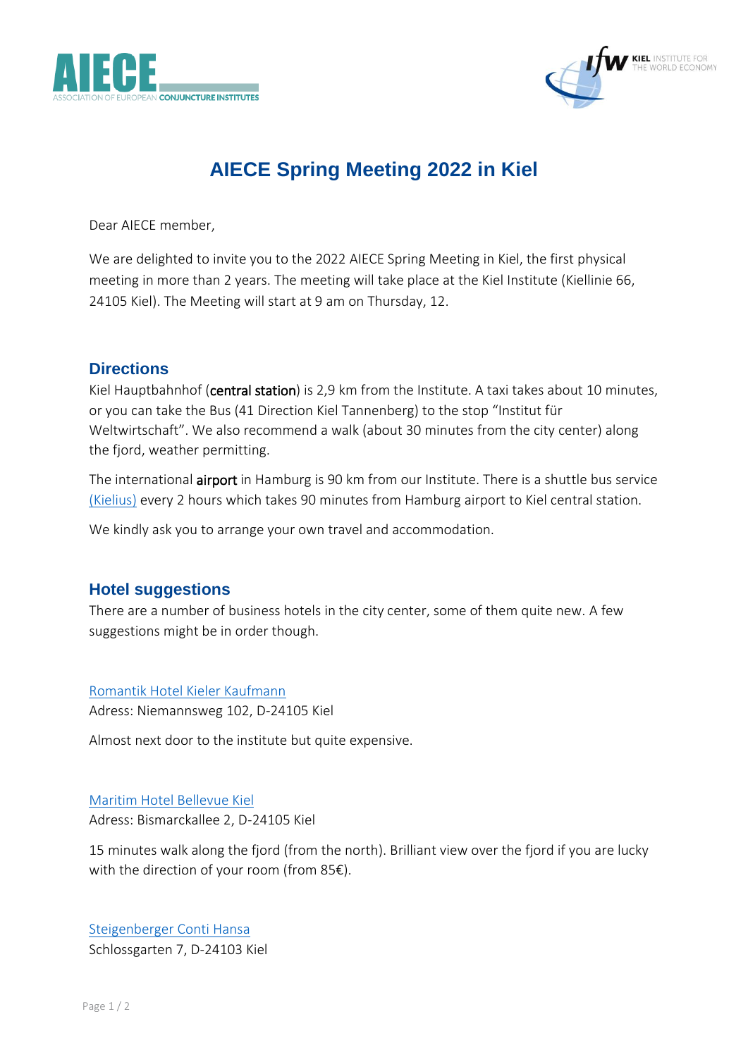# AIECE Spring Meeting 2022 in Kiel

Dear AIECE member,

We are delighted to invite you to the 2022 AIECE Spring Meeting in Kiel, the first physical meeting in more than 2 years. The meeting will take place at the Kiel Institute (Kiellinie 66, 24105 Kiel). The Meeting will start at 9 am on Thursday, 12.

## Directions

Kiel Hauptbahnhof (central station) is 2,9 km from the Institute. A taxi takes about 10 minutes, or you can take the Bus (41 Direction Kiel Tannenberg) to the stop "Institut für Weltwirtschaft". We also recommend a walk (about 30 minutes from the city center) along the fjord, weather permitting.

The international airport in Hamburg is 90 km from our Institute. There is a shuttle bus service (Kielius) every 2 hours which takes 90 minutes from Hamburg airport to Kiel central station.

We kindly ask you to arrange your own travel and accommodation.

## Hotel suggestions

There are a number of business hotels in the city center, some of them quite new. A few suggestions might be in order though.

Romantik Hotel Kieler Kaufmann
Adress: Niemannsweg 102, D-24105 Kiel

Almost next door to the institute but quite expensive.

Maritim Hotel Bellevue Kiel
Adress: Bismarckallee 2, D-24105 Kiel

15 minutes walk along the fjord (from the north). Brilliant view over the fjord if you are lucky with the direction of your room (from 85€).

Steigenberger Conti Hansa
Schlossgarten 7, D-24103 Kiel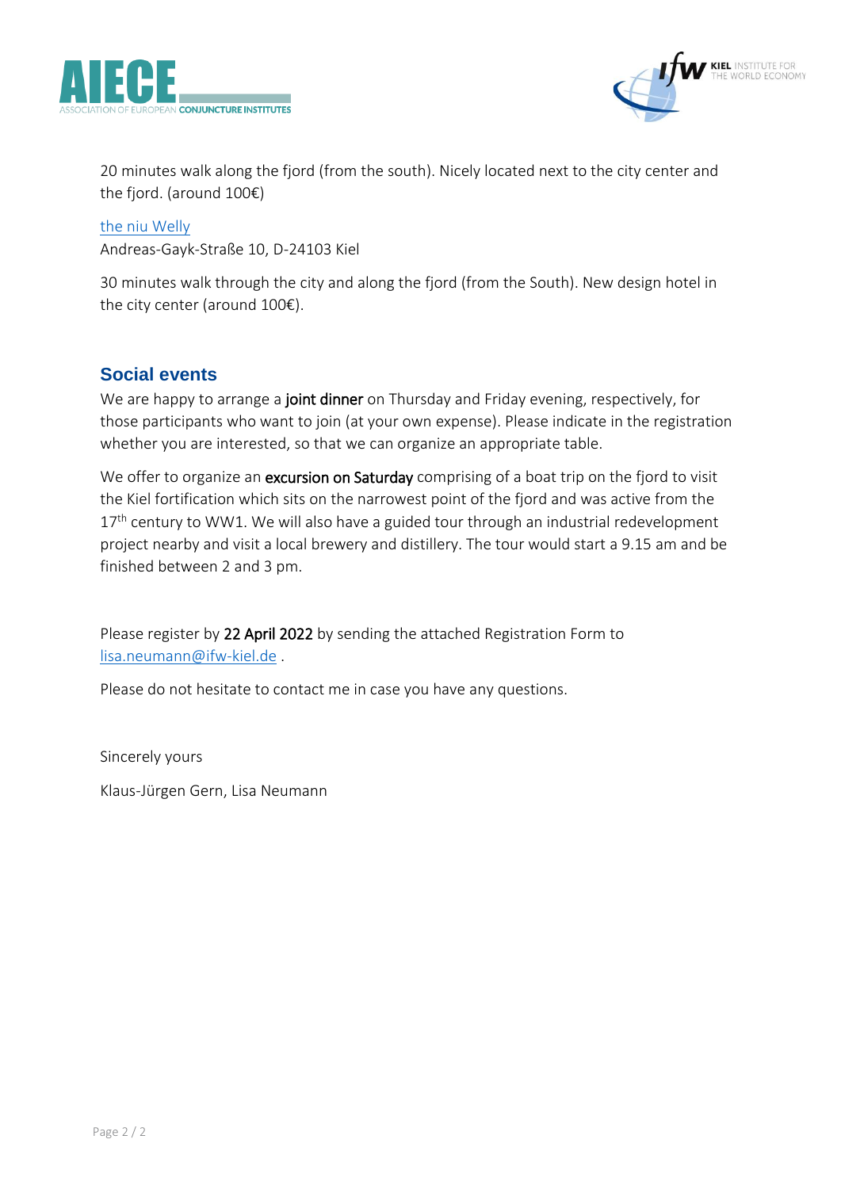20 minutes walk along the fjord (from the south). Nicely located next to the city center and the fjord. (around 100€)

the niu Welly
Andreas-Gayk-Straße 10, D-24103 Kiel

30 minutes walk through the city and along the fjord (from the South). New design hotel in the city center (around 100€).

## Social events

We are happy to arrange a **joint dinner** on Thursday and Friday evening, respectively, for those participants who want to join (at your own expense). Please indicate in the registration whether you are interested, so that we can organize an appropriate table.

We offer to organize an **excursion on Saturday** comprising of a boat trip on the fjord to visit the Kiel fortification which sits on the narrowest point of the fjord and was active from the 17th century to WW1. We will also have a guided tour through an industrial redevelopment project nearby and visit a local brewery and distillery. The tour would start a 9.15 am and be finished between 2 and 3 pm.

Please register by **22 April 2022** by sending the attached Registration Form to lisa.neumann@ifw-kiel.de .

Please do not hesitate to contact me in case you have any questions.

Sincerely yours

Klaus-Jürgen Gern, Lisa Neumann